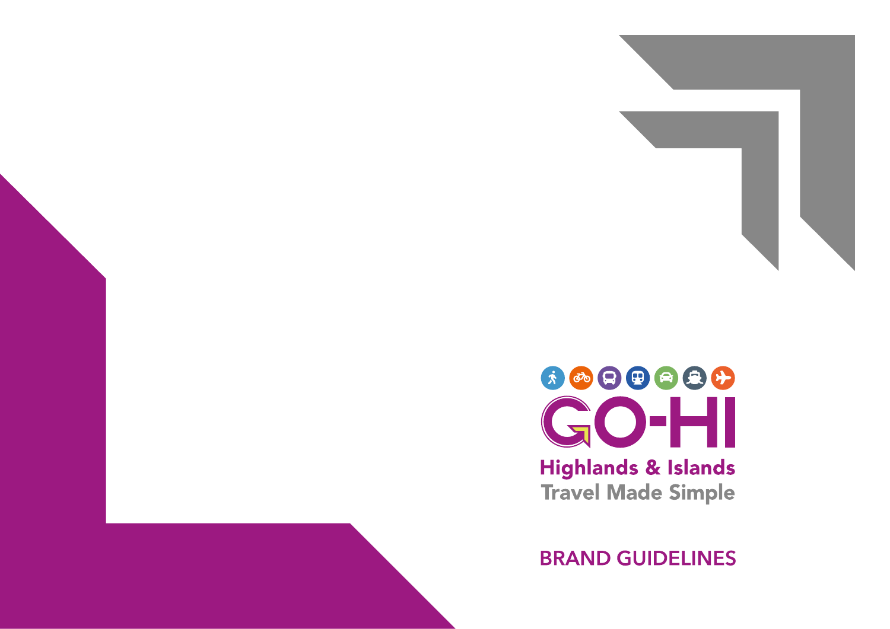GO-HI

Highlands & Islands

Travel Made Simple

# BRAND GUIDELINES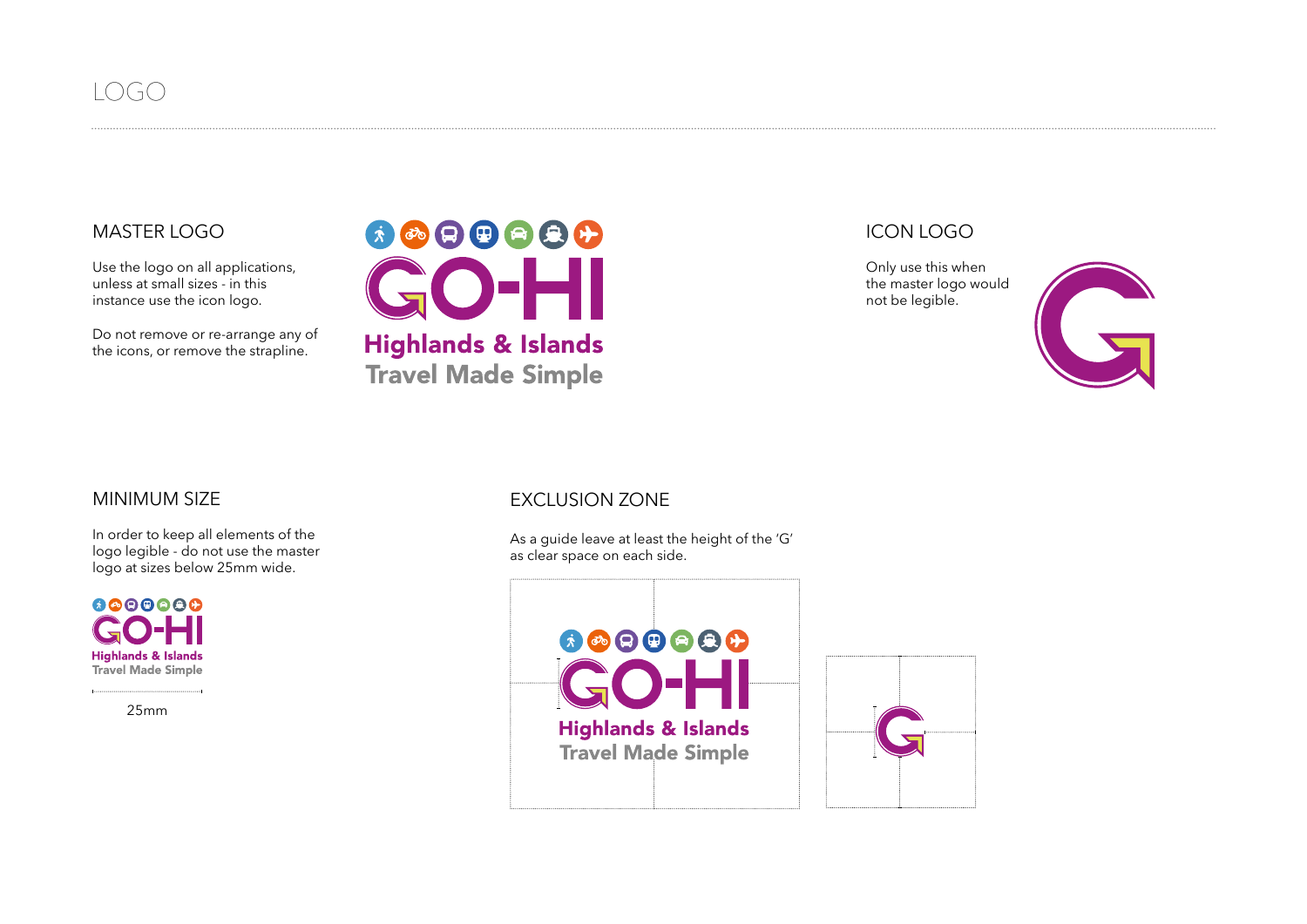# LOGO

## MASTER LOGO

Use the logo on all applications, unless at small sizes - in this instance use the icon logo.

Do not remove or re-arrange any of the icons, or remove the strapline.

## ICON LOGO

Only use this when the master logo would not be legible.

## MINIMUM SIZE

In order to keep all elements of the logo legible - do not use the master logo at sizes below 25mm wide.

25mm

## EXCLUSION ZONE

As a guide leave at least the height of the 'G' as clear space on each side.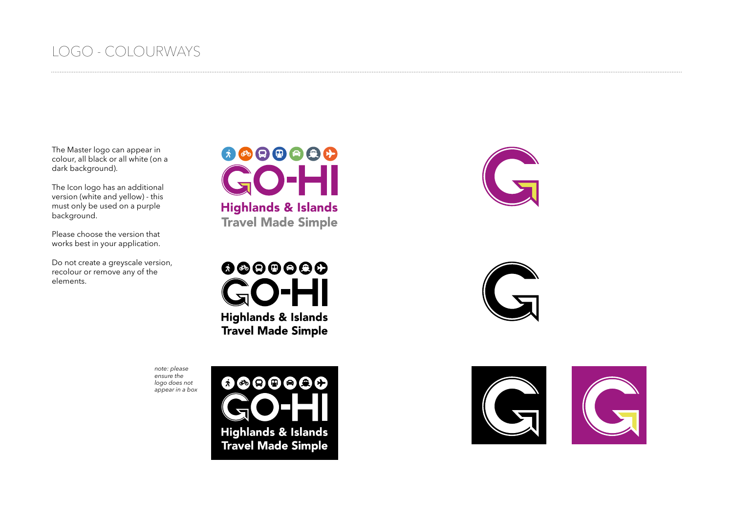# LOGO - COLOURWAYS

The Master logo can appear in colour, all black or all white (on a dark background).

The Icon logo has an additional version (white and yellow) - this must only be used on a purple background.

Please choose the version that works best in your application.

Do not create a greyscale version, recolour or remove any of the elements.

*note: please ensure the logo does not appear in a box*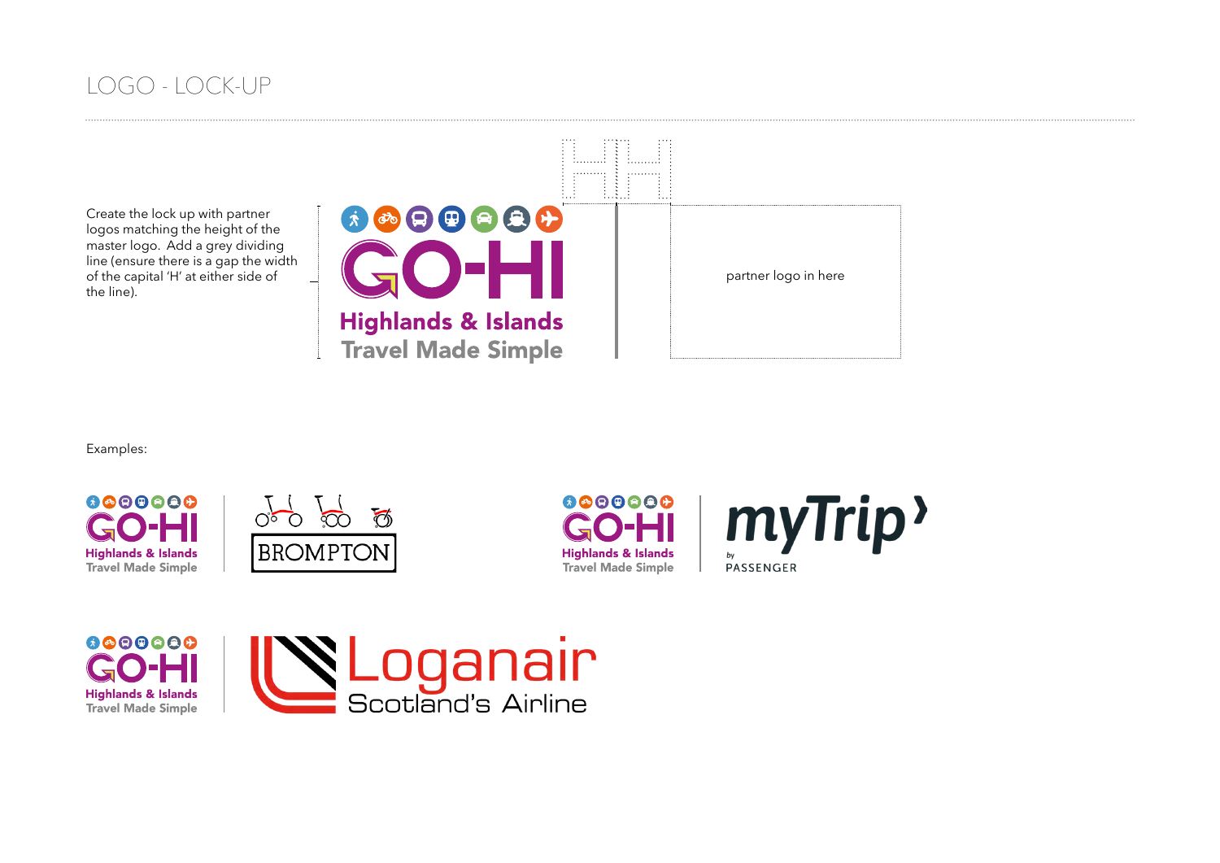# LOGO - LOCK-UP

Create the lock up with partner logos matching the height of the master logo. Add a grey dividing line (ensure there is a gap the width of the capital 'H' at either side of the line).

partner logo in here

Examples: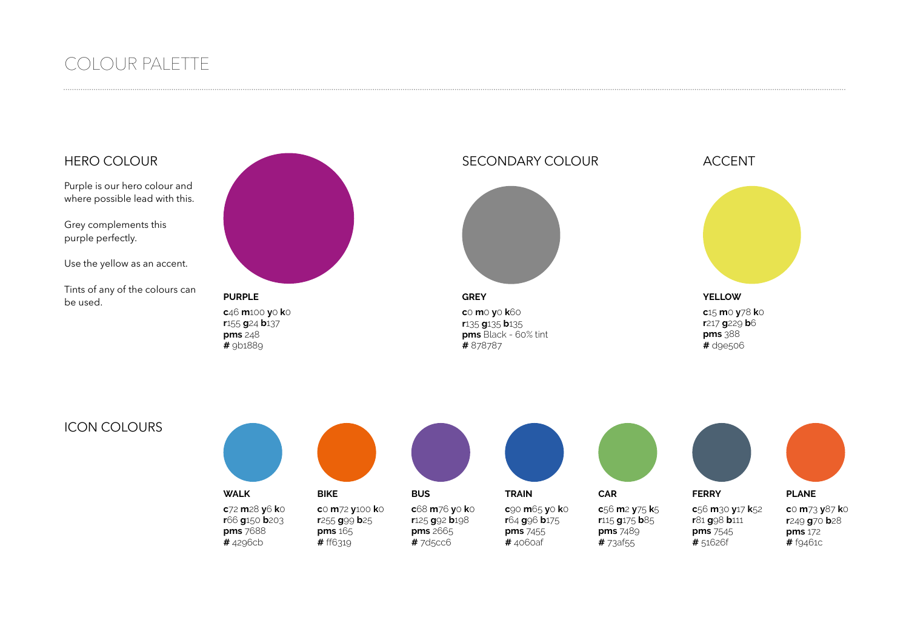# COLOUR PALETTE

## HERO COLOUR

Purple is our hero colour and where possible lead with this.

Grey complements this purple perfectly.

Use the yellow as an accent.

Tints of any of the colours can be used.

**PURPLE**

**c**46 **m**100 **y**0 **k**0
**r**155 **g**24 **b**137
**pms** 248
**#** 9b1889

## SECONDARY COLOUR

**GREY**

**c**0 **m**0 **y**0 **k**60
**r**135 **g**135 **b**135
**pms** Black - 60% tint
**#** 878787

## ACCENT

**YELLOW**

**c**15 **m**0 **y**78 **k**0
**r**217 **g**229 **b**6
**pms** 388
**#** d9e506

## ICON COLOURS

**WALK**

**c**72 **m**28 **y**6 **k**0
**r**66 **g**150 **b**203
**pms** 7688
**#** 4296cb

**BIKE**

**c**0 **m**72 **y**100 **k**0
**r**255 **g**99 **b**25
**pms** 165
**#** ff6319

**BUS**

**c**68 **m**76 **y**0 **k**0
**r**125 **g**92 **b**198
**pms** 2665
**#** 7d5cc6

**TRAIN**

**c**90 **m**65 **y**0 **k**0
**r**64 **g**96 **b**175
**pms** 7455
**#** 4060af

**CAR**

**c**56 **m**2 **y**75 **k**5
**r**115 **g**175 **b**85
**pms** 7489
**#** 73af55

**FERRY**

**c**56 **m**30 **y**17 **k**52
**r**81 **g**98 **b**111
**pms** 7545
**#** 51626f

**PLANE**

**c**0 **m**73 **y**87 **k**0
**r**249 **g**70 **b**28
**pms** 172
**#** f9461c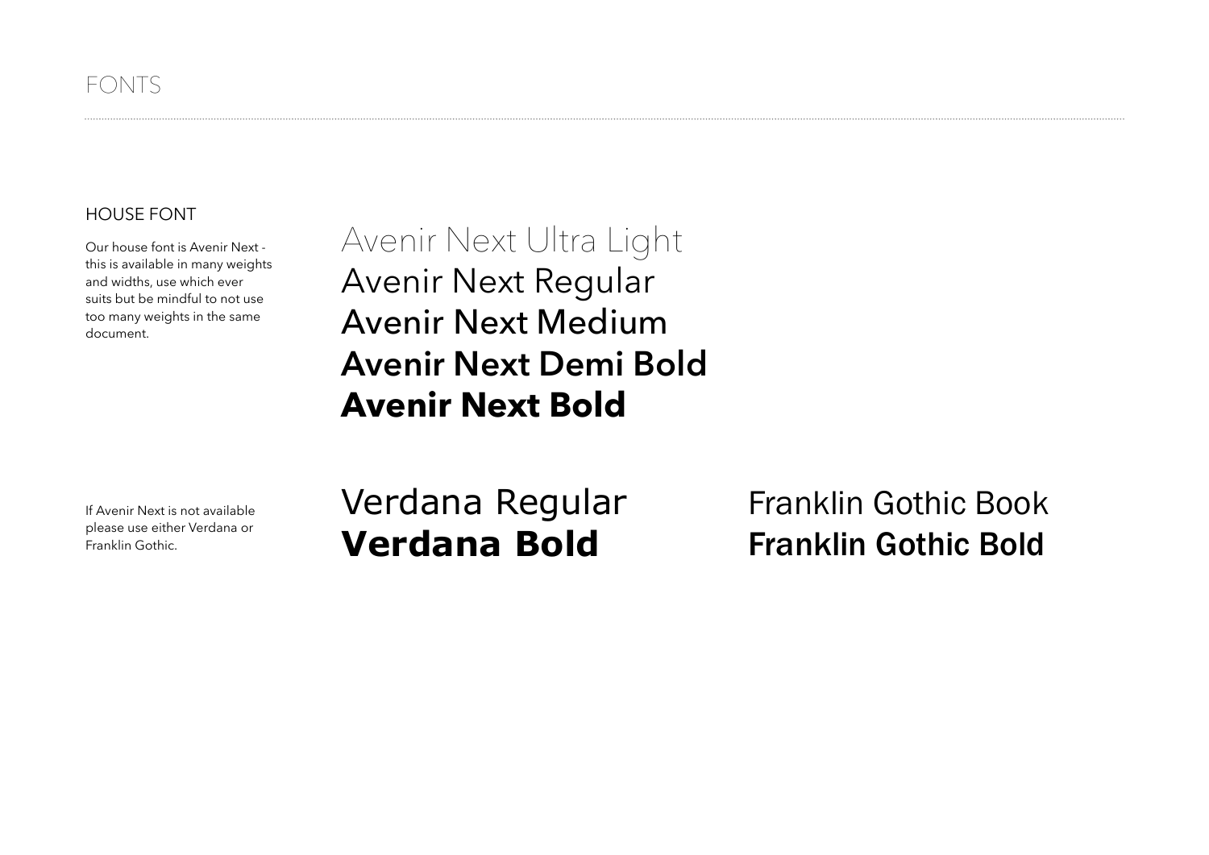# FONTS

## HOUSE FONT

Our house font is Avenir Next - this is available in many weights and widths, use which ever suits but be mindful to not use too many weights in the same document.

Avenir Next Ultra Light
Avenir Next Regular
Avenir Next Medium
**Avenir Next Demi Bold**
**Avenir Next Bold**

If Avenir Next is not available please use either Verdana or Franklin Gothic.

Verdana Regular
**Verdana Bold**

Franklin Gothic Book
**Franklin Gothic Bold**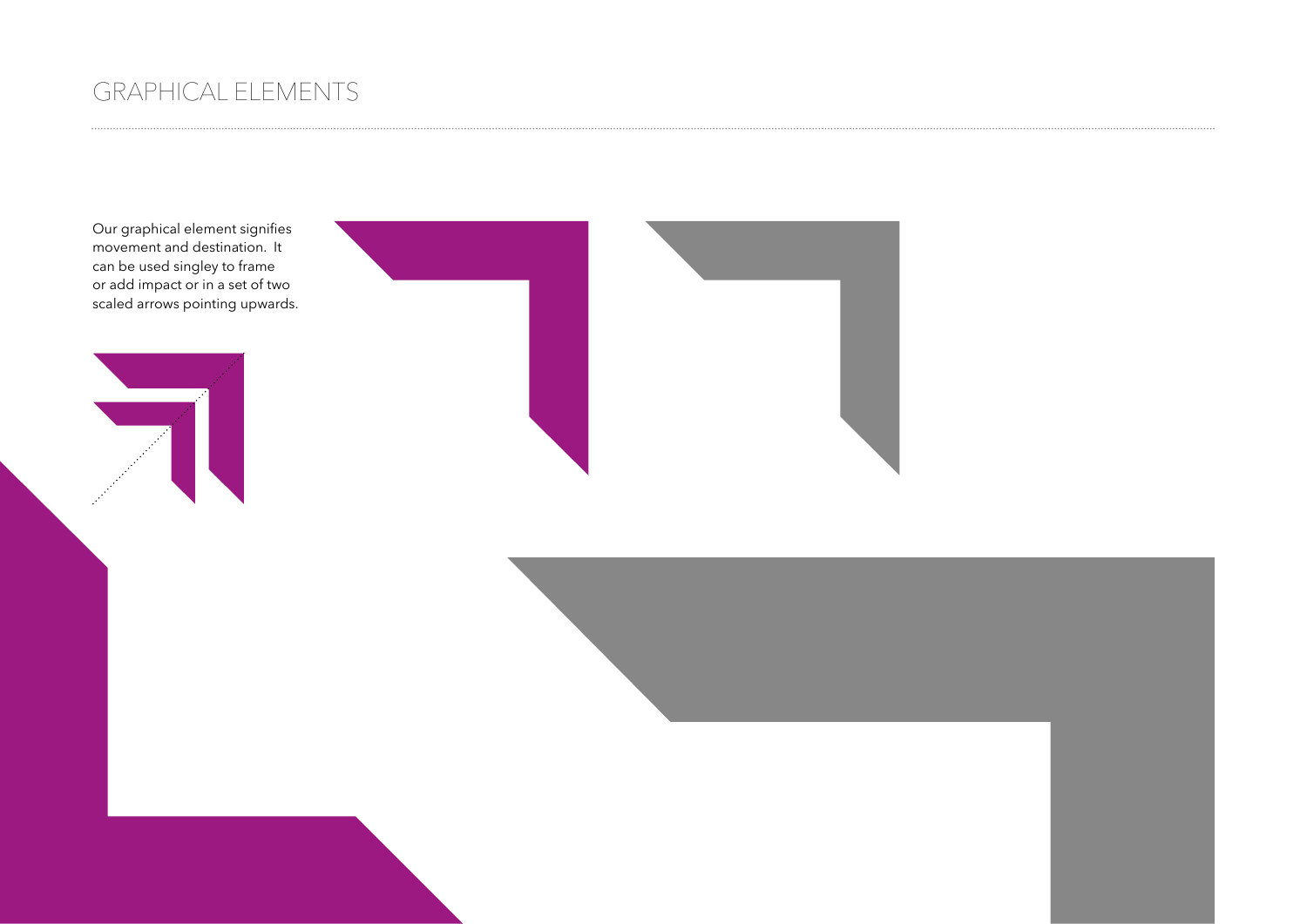# GRAPHICAL ELEMENTS

Our graphical element signifies movement and destination. It can be used singley to frame or add impact or in a set of two scaled arrows pointing upwards.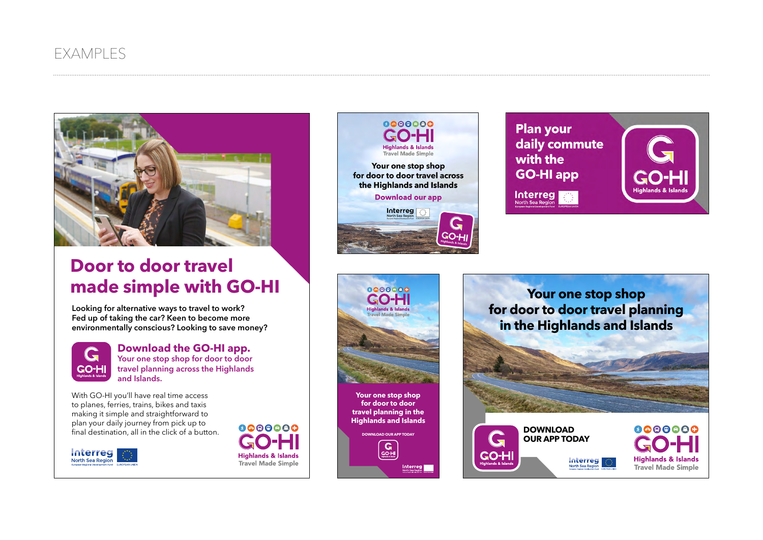# EXAMPLES

## Door to door travel made simple with GO-HI

**Looking for alternative ways to travel to work? Fed up of taking the car? Keen to become more environmentally conscious? Looking to save money?**

GO-HI Highlands & Islands

### Download the GO-HI app.

Your one stop shop for door to door travel planning across the Highlands and Islands.

With GO-HI you'll have real time access to planes, ferries, trains, bikes and taxis making it simple and straightforward to plan your daily journey from pick up to final destination, all in the click of a button.

Interreg North Sea Region
European Regional Development Fund — EUROPEAN UNION

GO-HI
Highlands & Islands
Travel Made Simple

---

GO-HI
Highlands & Islands
Travel Made Simple

**Your one stop shop for door to door travel across the Highlands and Islands**

**Download our app**

Interreg North Sea Region
European Regional Development Fund — EUROPEAN UNION

GO-HI Highlands & Islands

---

**Plan your daily commute with the GO-HI app**

Interreg North Sea Region
European Regional Development Fund — EUROPEAN UNION

GO-HI Highlands & Islands

---

GO-HI
Highlands & Islands
Travel Made Simple

**Your one stop shop for door to door travel planning in the Highlands and Islands**

DOWNLOAD OUR APP TODAY

GO-HI Highlands & Islands

Interreg North Sea Region

---

**Your one stop shop for door to door travel planning in the Highlands and Islands**

GO-HI Highlands & Islands

**DOWNLOAD OUR APP TODAY**

Interreg North Sea Region
European Regional Development Fund — EUROPEAN UNION

GO-HI
Highlands & Islands
Travel Made Simple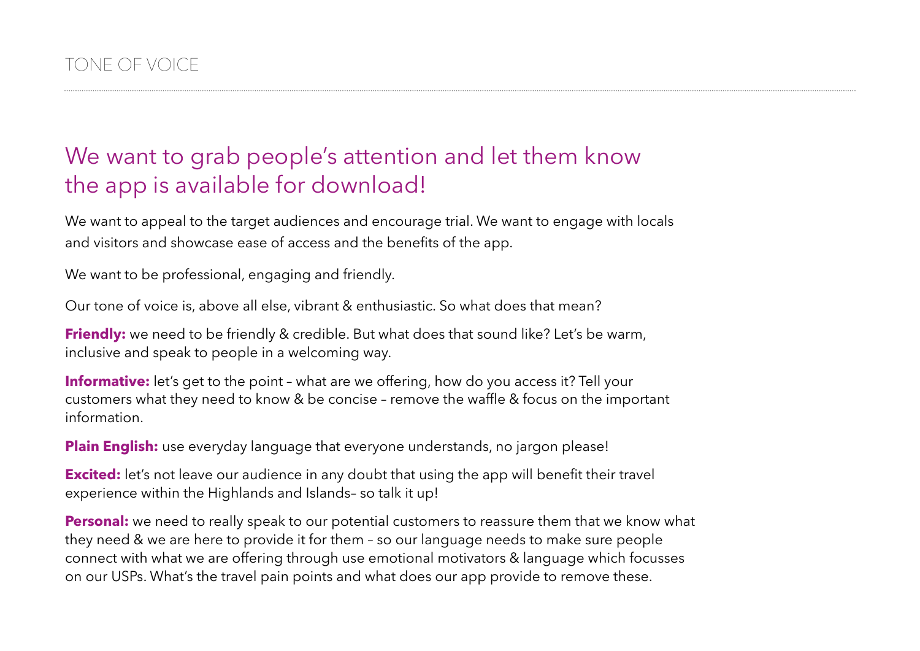# TONE OF VOICE

## We want to grab people's attention and let them know the app is available for download!

We want to appeal to the target audiences and encourage trial. We want to engage with locals and visitors and showcase ease of access and the benefits of the app.

We want to be professional, engaging and friendly.

Our tone of voice is, above all else, vibrant & enthusiastic. So what does that mean?

**Friendly:** we need to be friendly & credible. But what does that sound like? Let's be warm, inclusive and speak to people in a welcoming way.

**Informative:** let's get to the point – what are we offering, how do you access it? Tell your customers what they need to know & be concise – remove the waffle & focus on the important information.

**Plain English:** use everyday language that everyone understands, no jargon please!

**Excited:** let's not leave our audience in any doubt that using the app will benefit their travel experience within the Highlands and Islands– so talk it up!

**Personal:** we need to really speak to our potential customers to reassure them that we know what they need & we are here to provide it for them – so our language needs to make sure people connect with what we are offering through use emotional motivators & language which focusses on our USPs. What's the travel pain points and what does our app provide to remove these.